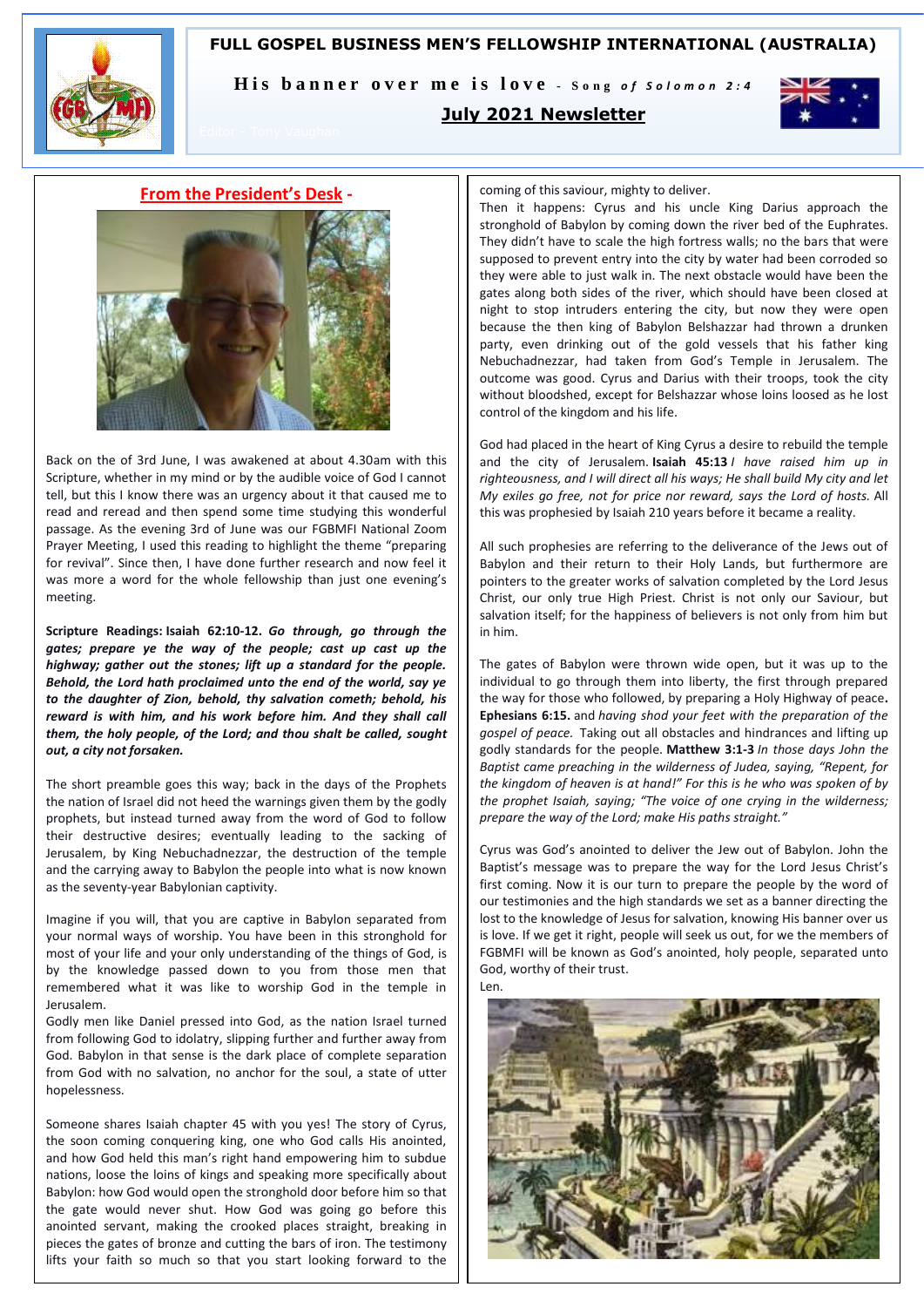# FULL GOSPEL BUSINESS MEN'S FELLOWSHIP INTERNATIONAL (AUSTRALIA)

**His banner over me is love** - *Song of Solomon 2:4*

**July 2021 Newsletter**

Editor - Tony Vaughan

## From the President's Desk -

Back on the of 3rd June, I was awakened at about 4.30am with this Scripture, whether in my mind or by the audible voice of God I cannot tell, but this I know there was an urgency about it that caused me to read and reread and then spend some time studying this wonderful passage. As the evening 3rd of June was our FGBMFI National Zoom Prayer Meeting, I used this reading to highlight the theme "preparing for revival". Since then, I have done further research and now feel it was more a word for the whole fellowship than just one evening's meeting.

**Scripture Readings: Isaiah 62:10-12.** ***Go through, go through the gates; prepare ye the way of the people; cast up cast up the highway; gather out the stones; lift up a standard for the people. Behold, the Lord hath proclaimed unto the end of the world, say ye to the daughter of Zion, behold, thy salvation cometh; behold, his reward is with him, and his work before him. And they shall call them, the holy people, of the Lord; and thou shalt be called, sought out, a city not forsaken.***

The short preamble goes this way; back in the days of the Prophets the nation of Israel did not heed the warnings given them by the godly prophets, but instead turned away from the word of God to follow their destructive desires; eventually leading to the sacking of Jerusalem, by King Nebuchadnezzar, the destruction of the temple and the carrying away to Babylon the people into what is now known as the seventy-year Babylonian captivity.

Imagine if you will, that you are captive in Babylon separated from your normal ways of worship. You have been in this stronghold for most of your life and your only understanding of the things of God, is by the knowledge passed down to you from those men that remembered what it was like to worship God in the temple in Jerusalem.

Godly men like Daniel pressed into God, as the nation Israel turned from following God to idolatry, slipping further and further away from God. Babylon in that sense is the dark place of complete separation from God with no salvation, no anchor for the soul, a state of utter hopelessness.

Someone shares Isaiah chapter 45 with you yes! The story of Cyrus, the soon coming conquering king, one who God calls His anointed, and how God held this man's right hand empowering him to subdue nations, loose the loins of kings and speaking more specifically about Babylon: how God would open the stronghold door before him so that the gate would never shut. How God was going go before this anointed servant, making the crooked places straight, breaking in pieces the gates of bronze and cutting the bars of iron. The testimony lifts your faith so much so that you start looking forward to the coming of this saviour, mighty to deliver.

Then it happens: Cyrus and his uncle King Darius approach the stronghold of Babylon by coming down the river bed of the Euphrates. They didn't have to scale the high fortress walls; no the bars that were supposed to prevent entry into the city by water had been corroded so they were able to just walk in. The next obstacle would have been the gates along both sides of the river, which should have been closed at night to stop intruders entering the city, but now they were open because the then king of Babylon Belshazzar had thrown a drunken party, even drinking out of the gold vessels that his father king Nebuchadnezzar, had taken from God's Temple in Jerusalem. The outcome was good. Cyrus and Darius with their troops, took the city without bloodshed, except for Belshazzar whose loins loosed as he lost control of the kingdom and his life.

God had placed in the heart of King Cyrus a desire to rebuild the temple and the city of Jerusalem. **Isaiah 45:13** *I have raised him up in righteousness, and I will direct all his ways; He shall build My city and let My exiles go free, not for price nor reward, says the Lord of hosts.* All this was prophesied by Isaiah 210 years before it became a reality.

All such prophesies are referring to the deliverance of the Jews out of Babylon and their return to their Holy Lands, but furthermore are pointers to the greater works of salvation completed by the Lord Jesus Christ, our only true High Priest. Christ is not only our Saviour, but salvation itself; for the happiness of believers is not only from him but in him.

The gates of Babylon were thrown wide open, but it was up to the individual to go through them into liberty, the first through prepared the way for those who followed, by preparing a Holy Highway of peace**.** **Ephesians 6:15.** and *having shod your feet with the preparation of the gospel of peace.* Taking out all obstacles and hindrances and lifting up godly standards for the people. **Matthew 3:1-3** *In those days John the Baptist came preaching in the wilderness of Judea, saying, "Repent, for the kingdom of heaven is at hand!" For this is he who was spoken of by the prophet Isaiah, saying; "The voice of one crying in the wilderness; prepare the way of the Lord; make His paths straight."*

Cyrus was God's anointed to deliver the Jew out of Babylon. John the Baptist's message was to prepare the way for the Lord Jesus Christ's first coming. Now it is our turn to prepare the people by the word of our testimonies and the high standards we set as a banner directing the lost to the knowledge of Jesus for salvation, knowing His banner over us is love. If we get it right, people will seek us out, for we the members of FGBMFI will be known as God's anointed, holy people, separated unto God, worthy of their trust.

Len.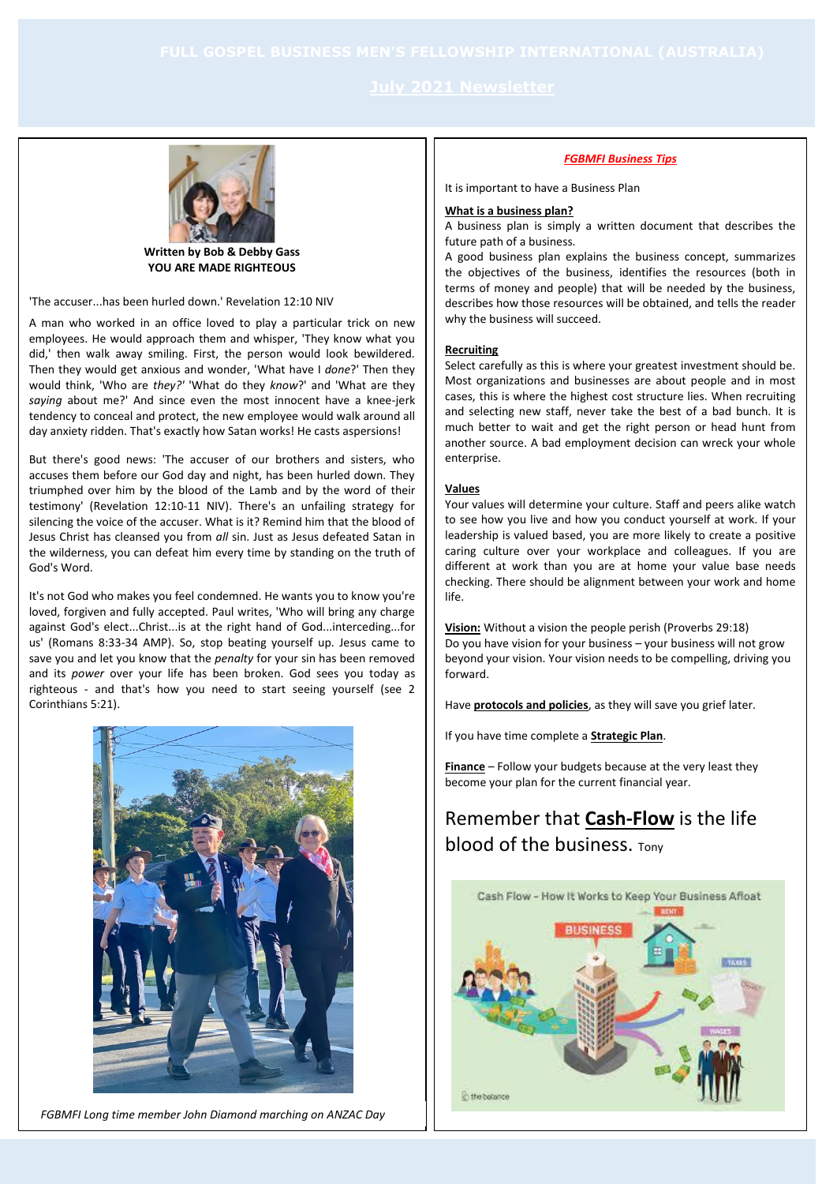# FULL GOSPEL BUSINESS MEN'S FELLOWSHIP INTERNATIONAL (AUSTRALIA)

## July 2021 Newsletter

**Written by Bob & Debby Gass**
**YOU ARE MADE RIGHTEOUS**

'The accuser...has been hurled down.' Revelation 12:10 NIV

A man who worked in an office loved to play a particular trick on new employees. He would approach them and whisper, 'They know what you did,' then walk away smiling. First, the person would look bewildered. Then they would get anxious and wonder, 'What have I *done*?' Then they would think, 'Who are *they?*' 'What do they *know*?' and 'What are they *saying* about me?' And since even the most innocent have a knee-jerk tendency to conceal and protect, the new employee would walk around all day anxiety ridden. That's exactly how Satan works! He casts aspersions!

But there's good news: 'The accuser of our brothers and sisters, who accuses them before our God day and night, has been hurled down. They triumphed over him by the blood of the Lamb and by the word of their testimony' (Revelation 12:10-11 NIV). There's an unfailing strategy for silencing the voice of the accuser. What is it? Remind him that the blood of Jesus Christ has cleansed you from *all* sin. Just as Jesus defeated Satan in the wilderness, you can defeat him every time by standing on the truth of God's Word.

It's not God who makes you feel condemned. He wants you to know you're loved, forgiven and fully accepted. Paul writes, 'Who will bring any charge against God's elect...Christ...is at the right hand of God...interceding...for us' (Romans 8:33-34 AMP). So, stop beating yourself up. Jesus came to save you and let you know that the *penalty* for your sin has been removed and its *power* over your life has been broken. God sees you today as righteous - and that's how you need to start seeing yourself (see 2 Corinthians 5:21).

*FGBMFI Long time member John Diamond marching on ANZAC Day*

***FGBMFI Business Tips***

It is important to have a Business Plan

**What is a business plan?**

A business plan is simply a written document that describes the future path of a business.

A good business plan explains the business concept, summarizes the objectives of the business, identifies the resources (both in terms of money and people) that will be needed by the business, describes how those resources will be obtained, and tells the reader why the business will succeed.

**Recruiting**

Select carefully as this is where your greatest investment should be. Most organizations and businesses are about people and in most cases, this is where the highest cost structure lies. When recruiting and selecting new staff, never take the best of a bad bunch. It is much better to wait and get the right person or head hunt from another source. A bad employment decision can wreck your whole enterprise.

**Values**

Your values will determine your culture. Staff and peers alike watch to see how you live and how you conduct yourself at work. If your leadership is valued based, you are more likely to create a positive caring culture over your workplace and colleagues. If you are different at work than you are at home your value base needs checking. There should be alignment between your work and home life.

**Vision:** Without a vision the people perish (Proverbs 29:18)
Do you have vision for your business – your business will not grow beyond your vision. Your vision needs to be compelling, driving you forward.

Have **protocols and policies**, as they will save you grief later.

If you have time complete a **Strategic Plan**.

**Finance** – Follow your budgets because at the very least they become your plan for the current financial year.

## Remember that **Cash-Flow** is the life blood of the business. Tony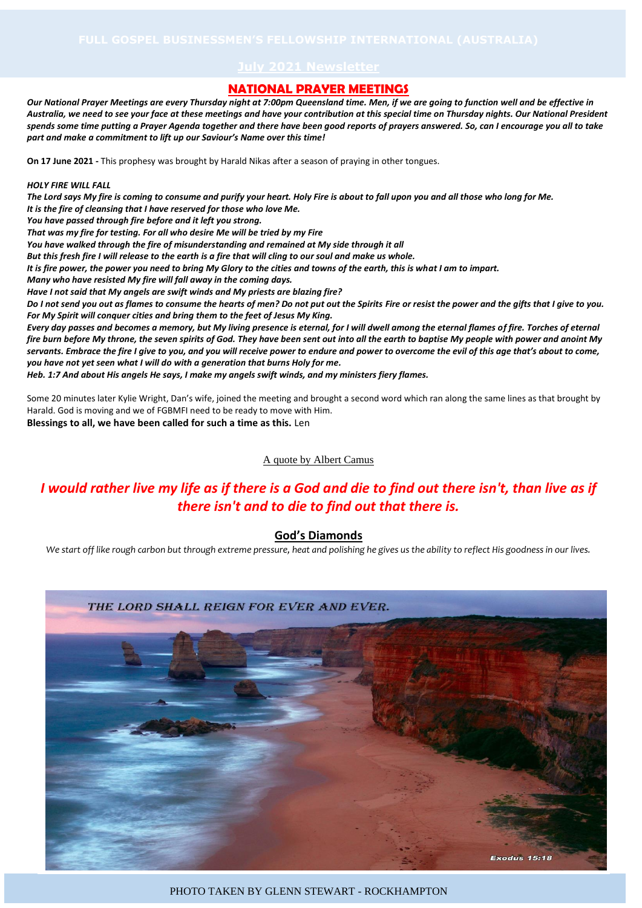# FULL GOSPEL BUSINESSMEN'S FELLOWSHIP INTERNATIONAL (AUSTRALIA)

## July 2021 Newsletter

## NATIONAL PRAYER MEETINGS

***Our National Prayer Meetings are every Thursday night at 7:00pm Queensland time. Men, if we are going to function well and be effective in Australia, we need to see your face at these meetings and have your contribution at this special time on Thursday nights. Our National President spends some time putting a Prayer Agenda together and there have been good reports of prayers answered. So, can I encourage you all to take part and make a commitment to lift up our Saviour's Name over this time!***

**On 17 June 2021 -** This prophesy was brought by Harald Nikas after a season of praying in other tongues.

***HOLY FIRE WILL FALL***

***The Lord says My fire is coming to consume and purify your heart. Holy Fire is about to fall upon you and all those who long for Me.***
***It is the fire of cleansing that I have reserved for those who love Me.***
***You have passed through fire before and it left you strong.***
***That was my fire for testing. For all who desire Me will be tried by my Fire***
***You have walked through the fire of misunderstanding and remained at My side through it all***
***But this fresh fire I will release to the earth is a fire that will cling to our soul and make us whole.***
***It is fire power, the power you need to bring My Glory to the cities and towns of the earth, this is what I am to impart.***
***Many who have resisted My fire will fall away in the coming days.***
***Have I not said that My angels are swift winds and My priests are blazing fire?***
***Do I not send you out as flames to consume the hearts of men? Do not put out the Spirits Fire or resist the power and the gifts that I give to you. For My Spirit will conquer cities and bring them to the feet of Jesus My King.***
***Every day passes and becomes a memory, but My living presence is eternal, for I will dwell among the eternal flames of fire. Torches of eternal fire burn before My throne, the seven spirits of God. They have been sent out into all the earth to baptise My people with power and anoint My servants. Embrace the fire I give to you, and you will receive power to endure and power to overcome the evil of this age that's about to come, you have not yet seen what I will do with a generation that burns Holy for me.***
***Heb. 1:7 And about His angels He says, I make my angels swift winds, and my ministers fiery flames.***

Some 20 minutes later Kylie Wright, Dan's wife, joined the meeting and brought a second word which ran along the same lines as that brought by Harald. God is moving and we of FGBMFI need to be ready to move with Him.
**Blessings to all, we have been called for such a time as this.** Len

A quote by Albert Camus

***I would rather live my life as if there is a God and die to find out there isn't, than live as if there isn't and to die to find out that there is.***

### God's Diamonds

*We start off like rough carbon but through extreme pressure, heat and polishing he gives us the ability to reflect His goodness in our lives.*

THE LORD SHALL REIGN FOR EVER AND EVER.

Exodus 15:18

PHOTO TAKEN BY GLENN STEWART - ROCKHAMPTON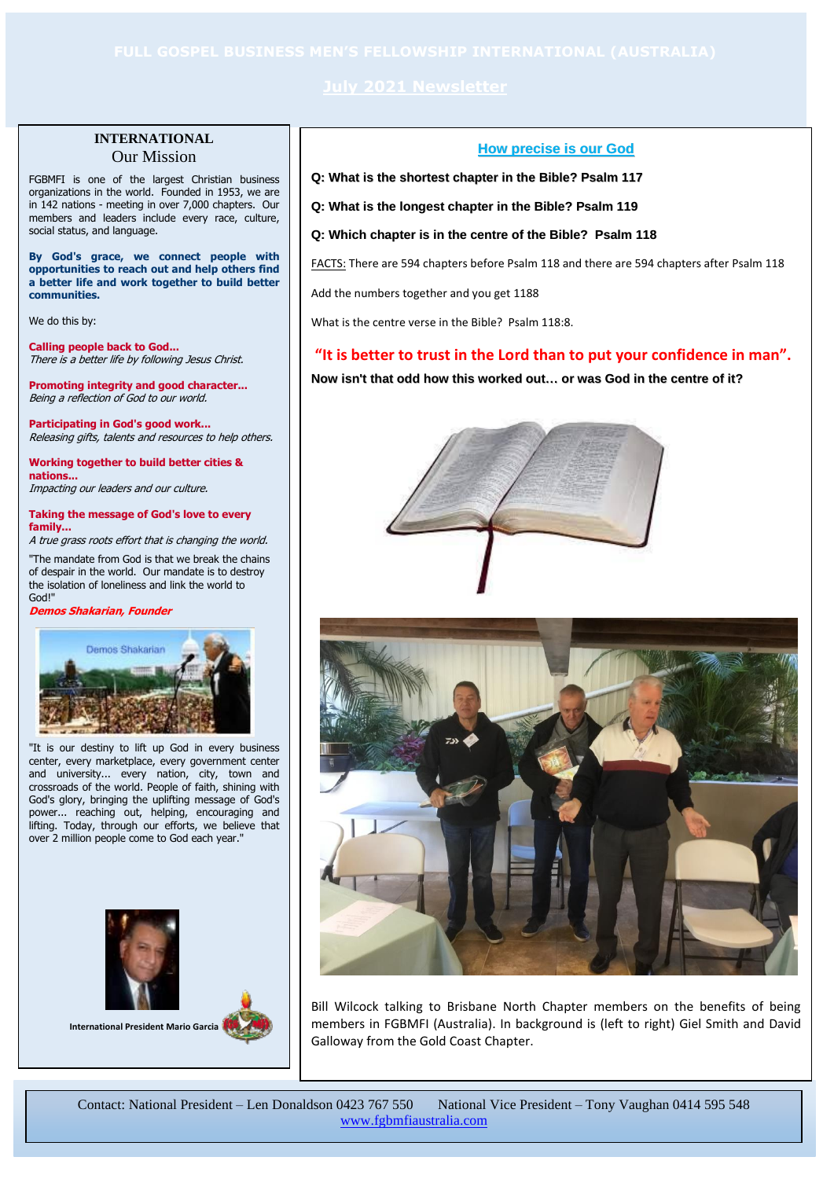# FULL GOSPEL BUSINESS MEN'S FELLOWSHIP INTERNATIONAL (AUSTRALIA)

## July 2021 Newsletter

### INTERNATIONAL

### Our Mission

FGBMFI is one of the largest Christian business organizations in the world. Founded in 1953, we are in 142 nations - meeting in over 7,000 chapters. Our members and leaders include every race, culture, social status, and language.

**By God's grace, we connect people with opportunities to reach out and help others find a better life and work together to build better communities.**

We do this by:

**Calling people back to God...**
*There is a better life by following Jesus Christ.*

**Promoting integrity and good character...**
*Being a reflection of God to our world.*

**Participating in God's good work...**
*Releasing gifts, talents and resources to help others.*

**Working together to build better cities & nations...**
*Impacting our leaders and our culture.*

**Taking the message of God's love to every family...**
*A true grass roots effort that is changing the world.*

"The mandate from God is that we break the chains of despair in the world. Our mandate is to destroy the isolation of loneliness and link the world to God!"
***Demos Shakarian, Founder***

"It is our destiny to lift up God in every business center, every marketplace, every government center and university... every nation, city, town and crossroads of the world. People of faith, shining with God's glory, bringing the uplifting message of God's power... reaching out, helping, encouraging and lifting. Today, through our efforts, we believe that over 2 million people come to God each year."

**International President Mario Garcia**

### How precise is our God

**Q: What is the shortest chapter in the Bible? Psalm 117**

**Q: What is the longest chapter in the Bible? Psalm 119**

**Q: Which chapter is in the centre of the Bible? Psalm 118**

FACTS: There are 594 chapters before Psalm 118 and there are 594 chapters after Psalm 118

Add the numbers together and you get 1188

What is the centre verse in the Bible? Psalm 118:8.

**"It is better to trust in the Lord than to put your confidence in man".**

**Now isn't that odd how this worked out… or was God in the centre of it?**

Bill Wilcock talking to Brisbane North Chapter members on the benefits of being members in FGBMFI (Australia). In background is (left to right) Giel Smith and David Galloway from the Gold Coast Chapter.

Contact: National President – Len Donaldson 0423 767 550 National Vice President – Tony Vaughan 0414 595 548
www.fgbmfiaustralia.com